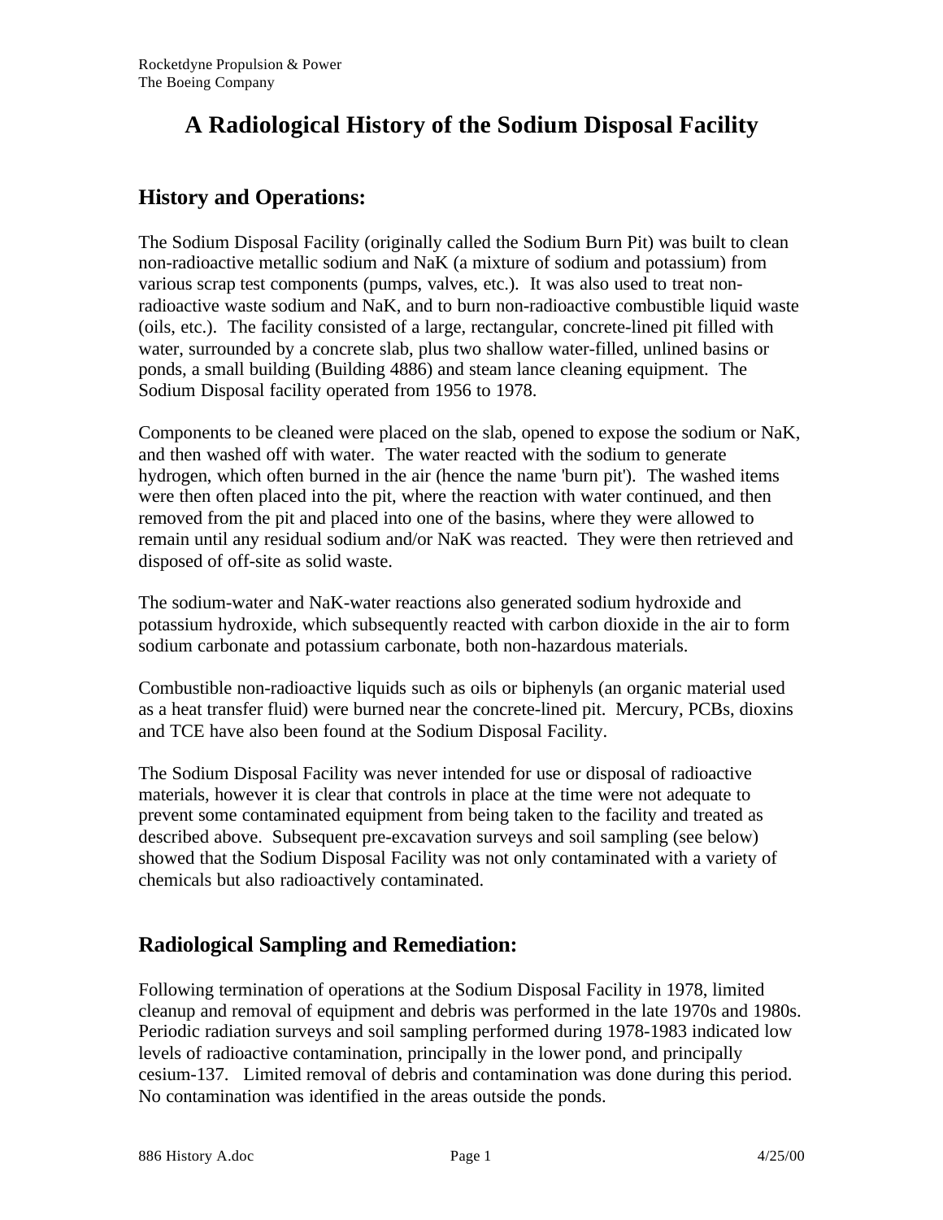Rocketdyne Propulsion & Power
The Boeing Company

# A Radiological History of the Sodium Disposal Facility

## History and Operations:

The Sodium Disposal Facility (originally called the Sodium Burn Pit) was built to clean non-radioactive metallic sodium and NaK (a mixture of sodium and potassium) from various scrap test components (pumps, valves, etc.). It was also used to treat non-radioactive waste sodium and NaK, and to burn non-radioactive combustible liquid waste (oils, etc.). The facility consisted of a large, rectangular, concrete-lined pit filled with water, surrounded by a concrete slab, plus two shallow water-filled, unlined basins or ponds, a small building (Building 4886) and steam lance cleaning equipment. The Sodium Disposal facility operated from 1956 to 1978.

Components to be cleaned were placed on the slab, opened to expose the sodium or NaK, and then washed off with water. The water reacted with the sodium to generate hydrogen, which often burned in the air (hence the name 'burn pit'). The washed items were then often placed into the pit, where the reaction with water continued, and then removed from the pit and placed into one of the basins, where they were allowed to remain until any residual sodium and/or NaK was reacted. They were then retrieved and disposed of off-site as solid waste.

The sodium-water and NaK-water reactions also generated sodium hydroxide and potassium hydroxide, which subsequently reacted with carbon dioxide in the air to form sodium carbonate and potassium carbonate, both non-hazardous materials.

Combustible non-radioactive liquids such as oils or biphenyls (an organic material used as a heat transfer fluid) were burned near the concrete-lined pit. Mercury, PCBs, dioxins and TCE have also been found at the Sodium Disposal Facility.

The Sodium Disposal Facility was never intended for use or disposal of radioactive materials, however it is clear that controls in place at the time were not adequate to prevent some contaminated equipment from being taken to the facility and treated as described above. Subsequent pre-excavation surveys and soil sampling (see below) showed that the Sodium Disposal Facility was not only contaminated with a variety of chemicals but also radioactively contaminated.

## Radiological Sampling and Remediation:

Following termination of operations at the Sodium Disposal Facility in 1978, limited cleanup and removal of equipment and debris was performed in the late 1970s and 1980s. Periodic radiation surveys and soil sampling performed during 1978-1983 indicated low levels of radioactive contamination, principally in the lower pond, and principally cesium-137. Limited removal of debris and contamination was done during this period. No contamination was identified in the areas outside the ponds.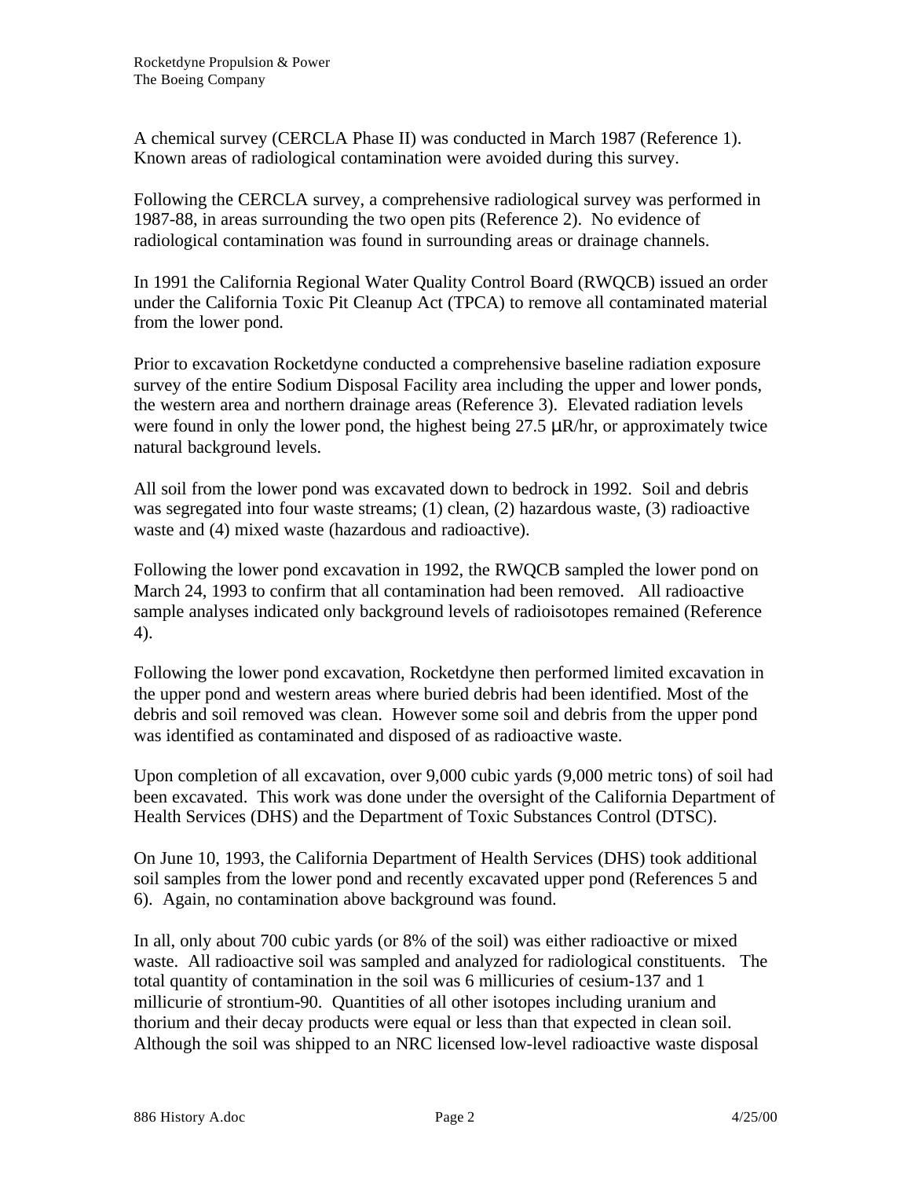A chemical survey (CERCLA Phase II) was conducted in March 1987 (Reference 1). Known areas of radiological contamination were avoided during this survey.

Following the CERCLA survey, a comprehensive radiological survey was performed in 1987-88, in areas surrounding the two open pits (Reference 2). No evidence of radiological contamination was found in surrounding areas or drainage channels.

In 1991 the California Regional Water Quality Control Board (RWQCB) issued an order under the California Toxic Pit Cleanup Act (TPCA) to remove all contaminated material from the lower pond.

Prior to excavation Rocketdyne conducted a comprehensive baseline radiation exposure survey of the entire Sodium Disposal Facility area including the upper and lower ponds, the western area and northern drainage areas (Reference 3). Elevated radiation levels were found in only the lower pond, the highest being 27.5 μR/hr, or approximately twice natural background levels.

All soil from the lower pond was excavated down to bedrock in 1992. Soil and debris was segregated into four waste streams; (1) clean, (2) hazardous waste, (3) radioactive waste and (4) mixed waste (hazardous and radioactive).

Following the lower pond excavation in 1992, the RWQCB sampled the lower pond on March 24, 1993 to confirm that all contamination had been removed. All radioactive sample analyses indicated only background levels of radioisotopes remained (Reference 4).

Following the lower pond excavation, Rocketdyne then performed limited excavation in the upper pond and western areas where buried debris had been identified. Most of the debris and soil removed was clean. However some soil and debris from the upper pond was identified as contaminated and disposed of as radioactive waste.

Upon completion of all excavation, over 9,000 cubic yards (9,000 metric tons) of soil had been excavated. This work was done under the oversight of the California Department of Health Services (DHS) and the Department of Toxic Substances Control (DTSC).

On June 10, 1993, the California Department of Health Services (DHS) took additional soil samples from the lower pond and recently excavated upper pond (References 5 and 6). Again, no contamination above background was found.

In all, only about 700 cubic yards (or 8% of the soil) was either radioactive or mixed waste. All radioactive soil was sampled and analyzed for radiological constituents. The total quantity of contamination in the soil was 6 millicuries of cesium-137 and 1 millicurie of strontium-90. Quantities of all other isotopes including uranium and thorium and their decay products were equal or less than that expected in clean soil. Although the soil was shipped to an NRC licensed low-level radioactive waste disposal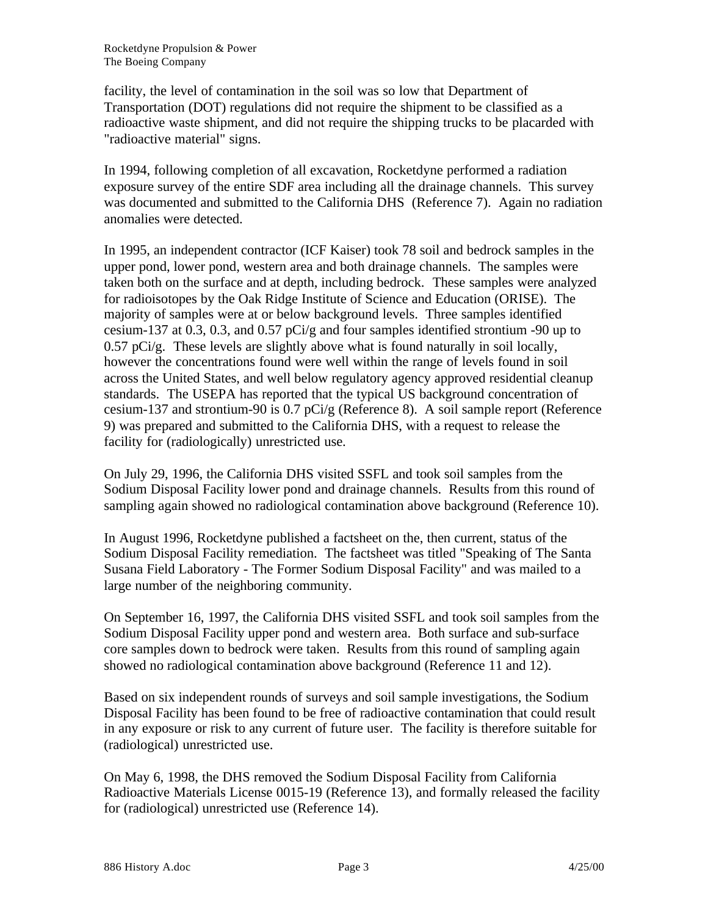facility, the level of contamination in the soil was so low that Department of Transportation (DOT) regulations did not require the shipment to be classified as a radioactive waste shipment, and did not require the shipping trucks to be placarded with "radioactive material" signs.

In 1994, following completion of all excavation, Rocketdyne performed a radiation exposure survey of the entire SDF area including all the drainage channels. This survey was documented and submitted to the California DHS (Reference 7). Again no radiation anomalies were detected.

In 1995, an independent contractor (ICF Kaiser) took 78 soil and bedrock samples in the upper pond, lower pond, western area and both drainage channels. The samples were taken both on the surface and at depth, including bedrock. These samples were analyzed for radioisotopes by the Oak Ridge Institute of Science and Education (ORISE). The majority of samples were at or below background levels. Three samples identified cesium-137 at 0.3, 0.3, and 0.57 pCi/g and four samples identified strontium -90 up to 0.57 pCi/g. These levels are slightly above what is found naturally in soil locally, however the concentrations found were well within the range of levels found in soil across the United States, and well below regulatory agency approved residential cleanup standards. The USEPA has reported that the typical US background concentration of cesium-137 and strontium-90 is 0.7 pCi/g (Reference 8). A soil sample report (Reference 9) was prepared and submitted to the California DHS, with a request to release the facility for (radiologically) unrestricted use.

On July 29, 1996, the California DHS visited SSFL and took soil samples from the Sodium Disposal Facility lower pond and drainage channels. Results from this round of sampling again showed no radiological contamination above background (Reference 10).

In August 1996, Rocketdyne published a factsheet on the, then current, status of the Sodium Disposal Facility remediation. The factsheet was titled "Speaking of The Santa Susana Field Laboratory - The Former Sodium Disposal Facility" and was mailed to a large number of the neighboring community.

On September 16, 1997, the California DHS visited SSFL and took soil samples from the Sodium Disposal Facility upper pond and western area. Both surface and sub-surface core samples down to bedrock were taken. Results from this round of sampling again showed no radiological contamination above background (Reference 11 and 12).

Based on six independent rounds of surveys and soil sample investigations, the Sodium Disposal Facility has been found to be free of radioactive contamination that could result in any exposure or risk to any current of future user. The facility is therefore suitable for (radiological) unrestricted use.

On May 6, 1998, the DHS removed the Sodium Disposal Facility from California Radioactive Materials License 0015-19 (Reference 13), and formally released the facility for (radiological) unrestricted use (Reference 14).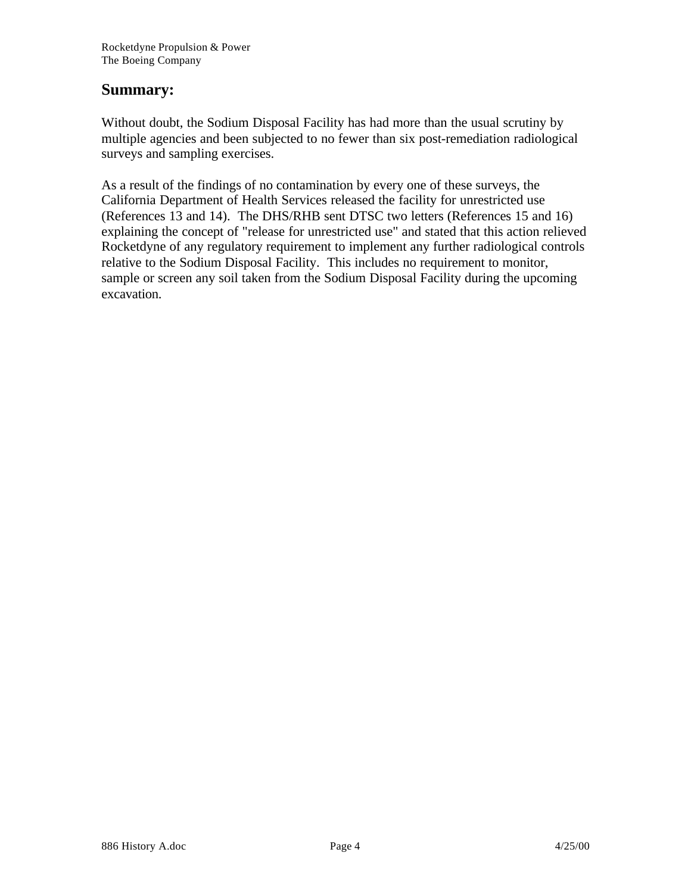## Summary:

Without doubt, the Sodium Disposal Facility has had more than the usual scrutiny by multiple agencies and been subjected to no fewer than six post-remediation radiological surveys and sampling exercises.

As a result of the findings of no contamination by every one of these surveys, the California Department of Health Services released the facility for unrestricted use (References 13 and 14). The DHS/RHB sent DTSC two letters (References 15 and 16) explaining the concept of "release for unrestricted use" and stated that this action relieved Rocketdyne of any regulatory requirement to implement any further radiological controls relative to the Sodium Disposal Facility. This includes no requirement to monitor, sample or screen any soil taken from the Sodium Disposal Facility during the upcoming excavation.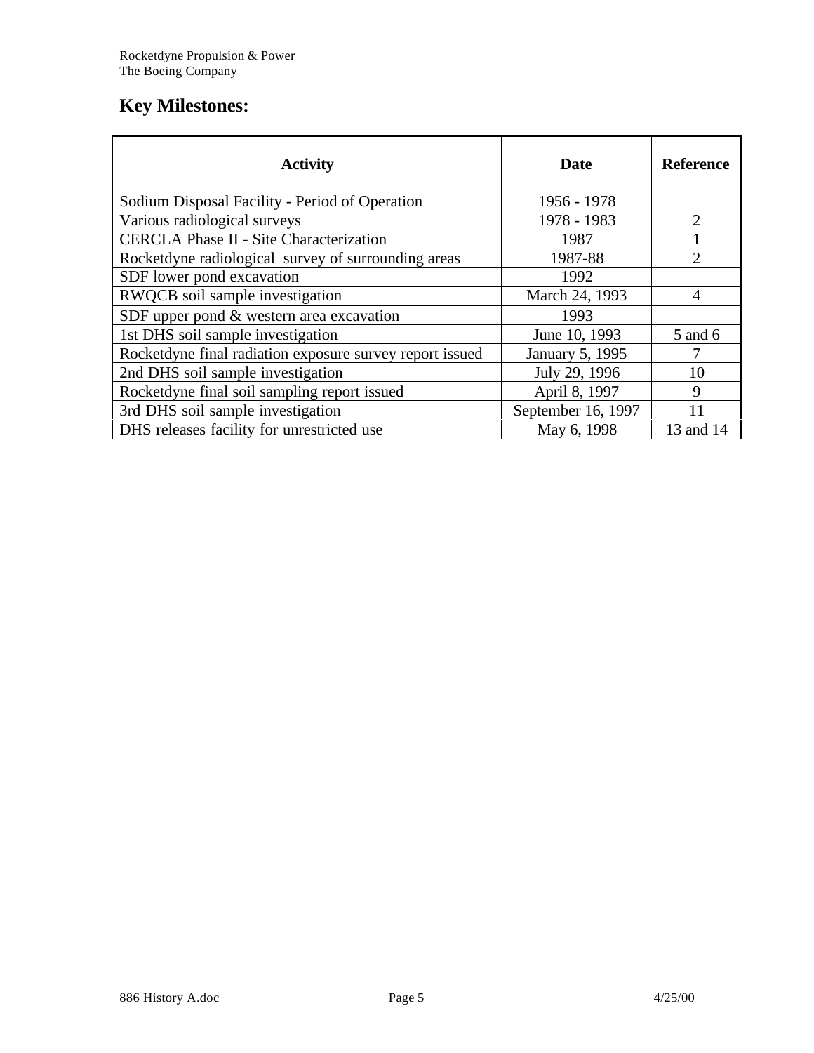## Key Milestones:

| Activity | Date | Reference |
|---|---|---|
| Sodium Disposal Facility - Period of Operation | 1956 - 1978 | |
| Various radiological surveys | 1978 - 1983 | 2 |
| CERCLA Phase II - Site Characterization | 1987 | 1 |
| Rocketdyne radiological survey of surrounding areas | 1987-88 | 2 |
| SDF lower pond excavation | 1992 | |
| RWQCB soil sample investigation | March 24, 1993 | 4 |
| SDF upper pond & western area excavation | 1993 | |
| 1st DHS soil sample investigation | June 10, 1993 | 5 and 6 |
| Rocketdyne final radiation exposure survey report issued | January 5, 1995 | 7 |
| 2nd DHS soil sample investigation | July 29, 1996 | 10 |
| Rocketdyne final soil sampling report issued | April 8, 1997 | 9 |
| 3rd DHS soil sample investigation | September 16, 1997 | 11 |
| DHS releases facility for unrestricted use | May 6, 1998 | 13 and 14 |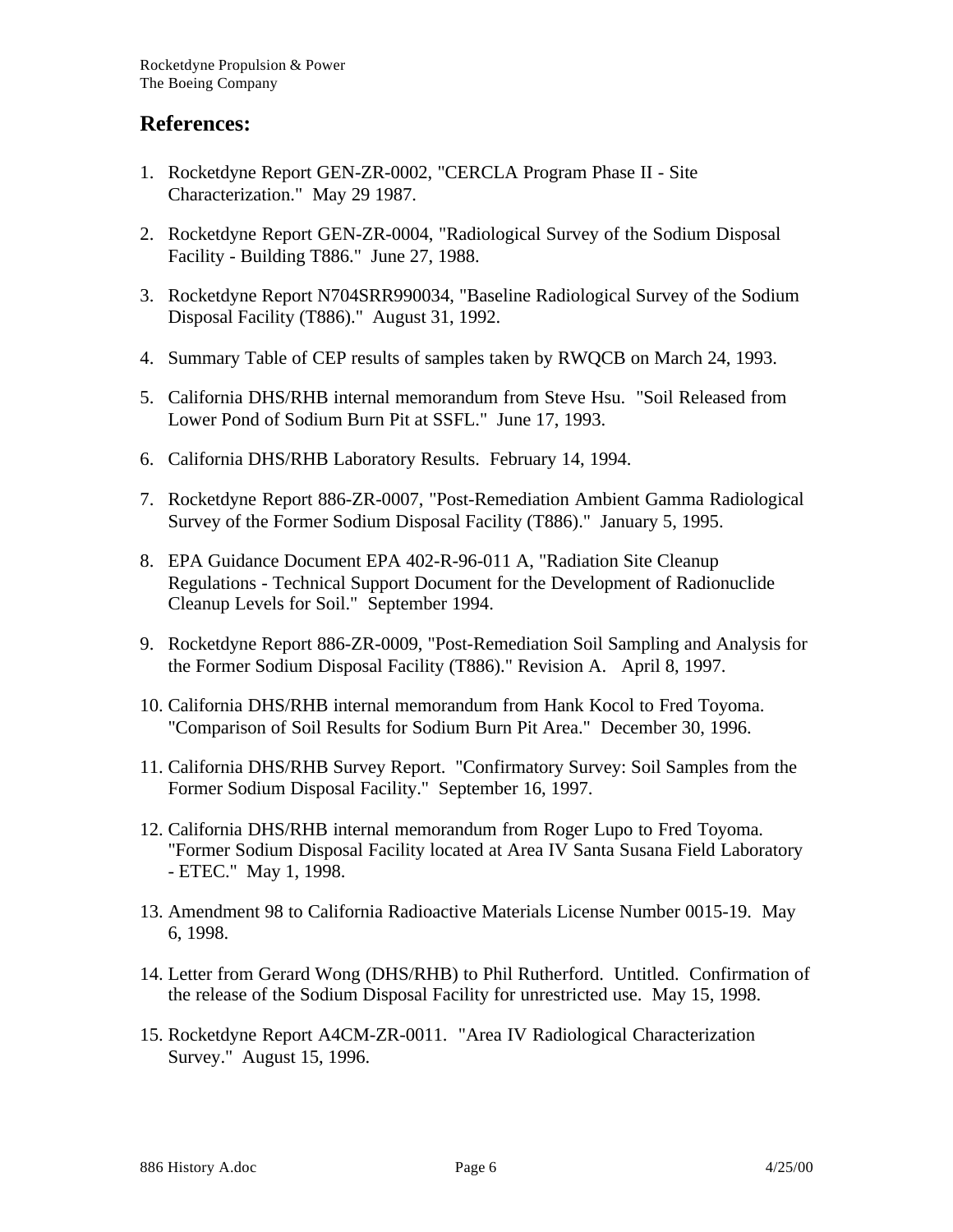## References:

1. Rocketdyne Report GEN-ZR-0002, "CERCLA Program Phase II - Site Characterization." May 29 1987.
2. Rocketdyne Report GEN-ZR-0004, "Radiological Survey of the Sodium Disposal Facility - Building T886." June 27, 1988.
3. Rocketdyne Report N704SRR990034, "Baseline Radiological Survey of the Sodium Disposal Facility (T886)." August 31, 1992.
4. Summary Table of CEP results of samples taken by RWQCB on March 24, 1993.
5. California DHS/RHB internal memorandum from Steve Hsu. "Soil Released from Lower Pond of Sodium Burn Pit at SSFL." June 17, 1993.
6. California DHS/RHB Laboratory Results. February 14, 1994.
7. Rocketdyne Report 886-ZR-0007, "Post-Remediation Ambient Gamma Radiological Survey of the Former Sodium Disposal Facility (T886)." January 5, 1995.
8. EPA Guidance Document EPA 402-R-96-011 A, "Radiation Site Cleanup Regulations - Technical Support Document for the Development of Radionuclide Cleanup Levels for Soil." September 1994.
9. Rocketdyne Report 886-ZR-0009, "Post-Remediation Soil Sampling and Analysis for the Former Sodium Disposal Facility (T886)." Revision A. April 8, 1997.
10. California DHS/RHB internal memorandum from Hank Kocol to Fred Toyoma. "Comparison of Soil Results for Sodium Burn Pit Area." December 30, 1996.
11. California DHS/RHB Survey Report. "Confirmatory Survey: Soil Samples from the Former Sodium Disposal Facility." September 16, 1997.
12. California DHS/RHB internal memorandum from Roger Lupo to Fred Toyoma. "Former Sodium Disposal Facility located at Area IV Santa Susana Field Laboratory - ETEC." May 1, 1998.
13. Amendment 98 to California Radioactive Materials License Number 0015-19. May 6, 1998.
14. Letter from Gerard Wong (DHS/RHB) to Phil Rutherford. Untitled. Confirmation of the release of the Sodium Disposal Facility for unrestricted use. May 15, 1998.
15. Rocketdyne Report A4CM-ZR-0011. "Area IV Radiological Characterization Survey." August 15, 1996.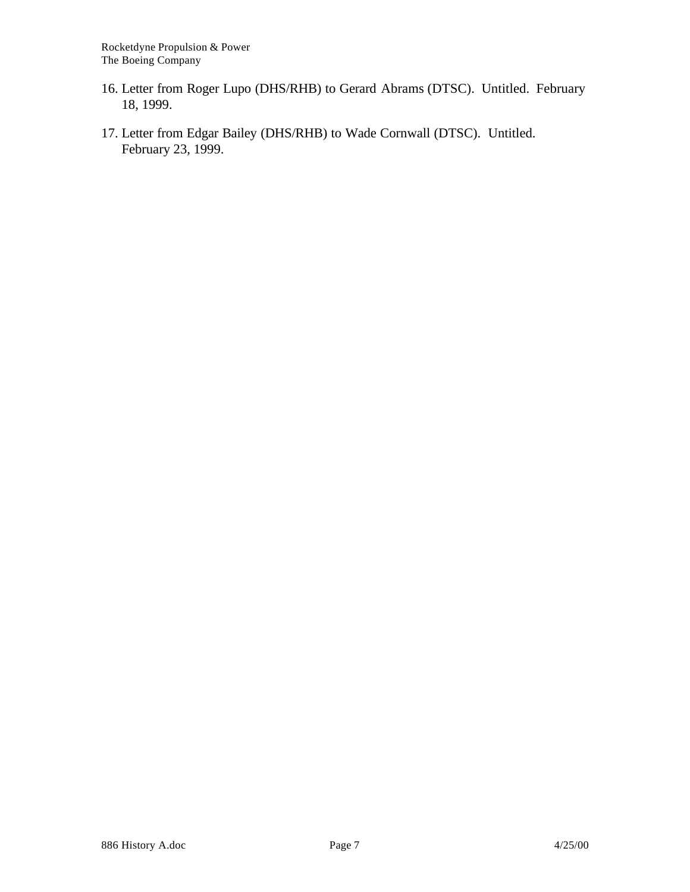16. Letter from Roger Lupo (DHS/RHB) to Gerard Abrams (DTSC). Untitled. February 18, 1999.

17. Letter from Edgar Bailey (DHS/RHB) to Wade Cornwall (DTSC). Untitled. February 23, 1999.